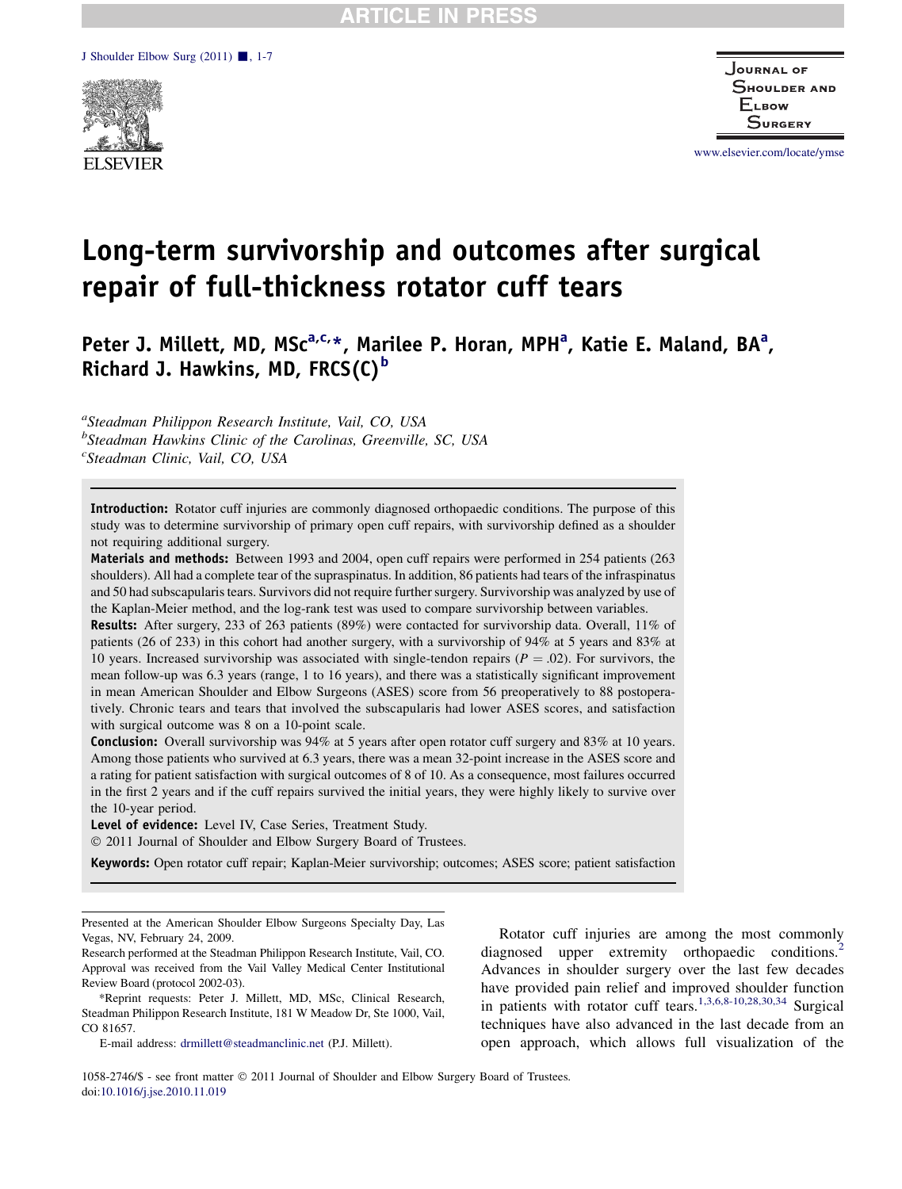# Long-term survivorship and outcomes after surgical repair of full-thickness rotator cuff tears

**Peter J. Millett, MD, MSc[a,c,*], Marilee P. Horan, MPH[a], Katie E. Maland, BA[a], Richard J. Hawkins, MD, FRCS(C)[b]**

[a]*Steadman Philippon Research Institute, Vail, CO, USA*
[b]*Steadman Hawkins Clinic of the Carolinas, Greenville, SC, USA*
[c]*Steadman Clinic, Vail, CO, USA*

**Introduction:** Rotator cuff injuries are commonly diagnosed orthopaedic conditions. The purpose of this study was to determine survivorship of primary open cuff repairs, with survivorship defined as a shoulder not requiring additional surgery.

**Materials and methods:** Between 1993 and 2004, open cuff repairs were performed in 254 patients (263 shoulders). All had a complete tear of the supraspinatus. In addition, 86 patients had tears of the infraspinatus and 50 had subscapularis tears. Survivors did not require further surgery. Survivorship was analyzed by use of the Kaplan-Meier method, and the log-rank test was used to compare survivorship between variables.

**Results:** After surgery, 233 of 263 patients (89%) were contacted for survivorship data. Overall, 11% of patients (26 of 233) in this cohort had another surgery, with a survivorship of 94% at 5 years and 83% at 10 years. Increased survivorship was associated with single-tendon repairs ($P = .02$). For survivors, the mean follow-up was 6.3 years (range, 1 to 16 years), and there was a statistically significant improvement in mean American Shoulder and Elbow Surgeons (ASES) score from 56 preoperatively to 88 postoperatively. Chronic tears and tears that involved the subscapularis had lower ASES scores, and satisfaction with surgical outcome was 8 on a 10-point scale.

**Conclusion:** Overall survivorship was 94% at 5 years after open rotator cuff surgery and 83% at 10 years. Among those patients who survived at 6.3 years, there was a mean 32-point increase in the ASES score and a rating for patient satisfaction with surgical outcomes of 8 of 10. As a consequence, most failures occurred in the first 2 years and if the cuff repairs survived the initial years, they were highly likely to survive over the 10-year period.

**Level of evidence:** Level IV, Case Series, Treatment Study.

© 2011 Journal of Shoulder and Elbow Surgery Board of Trustees.

**Keywords:** Open rotator cuff repair; Kaplan-Meier survivorship; outcomes; ASES score; patient satisfaction

Presented at the American Shoulder Elbow Surgeons Specialty Day, Las Vegas, NV, February 24, 2009.

Research performed at the Steadman Philippon Research Institute, Vail, CO. Approval was received from the Vail Valley Medical Center Institutional Review Board (protocol 2002-03).

*Reprint requests: Peter J. Millett, MD, MSc, Clinical Research, Steadman Philippon Research Institute, 181 W Meadow Dr, Ste 1000, Vail, CO 81657.

E-mail address: drmillett@steadmanclinic.net (P.J. Millett).

1058-2746/$ - see front matter © 2011 Journal of Shoulder and Elbow Surgery Board of Trustees.
doi:10.1016/j.jse.2010.11.019

Rotator cuff injuries are among the most commonly diagnosed upper extremity orthopaedic conditions.[2] Advances in shoulder surgery over the last few decades have provided pain relief and improved shoulder function in patients with rotator cuff tears.[1,3,6,8-10,28,30,34] Surgical techniques have also advanced in the last decade from an open approach, which allows full visualization of the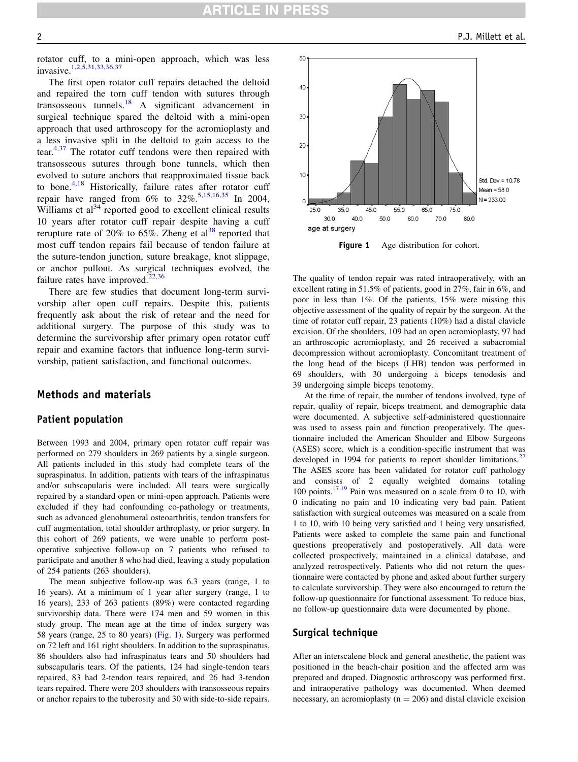rotator cuff, to a mini-open approach, which was less invasive.[1,2,5,31,33,36,37]

The first open rotator cuff repairs detached the deltoid and repaired the torn cuff tendon with sutures through transosseous tunnels.[18] A significant advancement in surgical technique spared the deltoid with a mini-open approach that used arthroscopy for the acromioplasty and a less invasive split in the deltoid to gain access to the tear.[4,37] The rotator cuff tendons were then repaired with transosseous sutures through bone tunnels, which then evolved to suture anchors that reapproximated tissue back to bone.[4,18] Historically, failure rates after rotator cuff repair have ranged from 6% to 32%.[5,15,16,35] In 2004, Williams et al[34] reported good to excellent clinical results 10 years after rotator cuff repair despite having a cuff rerupture rate of 20% to 65%. Zheng et al[38] reported that most cuff tendon repairs fail because of tendon failure at the suture-tendon junction, suture breakage, knot slippage, or anchor pullout. As surgical techniques evolved, the failure rates have improved.[22,36]

There are few studies that document long-term survivorship after open cuff repairs. Despite this, patients frequently ask about the risk of retear and the need for additional surgery. The purpose of this study was to determine the survivorship after primary open rotator cuff repair and examine factors that influence long-term survivorship, patient satisfaction, and functional outcomes.

## Methods and materials

### Patient population

Between 1993 and 2004, primary open rotator cuff repair was performed on 279 shoulders in 269 patients by a single surgeon. All patients included in this study had complete tears of the supraspinatus. In addition, patients with tears of the infraspinatus and/or subscapularis were included. All tears were surgically repaired by a standard open or mini-open approach. Patients were excluded if they had confounding co-pathology or treatments, such as advanced glenohumeral osteoarthritis, tendon transfers for cuff augmentation, total shoulder arthroplasty, or prior surgery. In this cohort of 269 patients, we were unable to perform postoperative subjective follow-up on 7 patients who refused to participate and another 8 who had died, leaving a study population of 254 patients (263 shoulders).

The mean subjective follow-up was 6.3 years (range, 1 to 16 years). At a minimum of 1 year after surgery (range, 1 to 16 years), 233 of 263 patients (89%) were contacted regarding survivorship data. There were 174 men and 59 women in this study group. The mean age at the time of index surgery was 58 years (range, 25 to 80 years) (Fig. 1). Surgery was performed on 72 left and 161 right shoulders. In addition to the supraspinatus, 86 shoulders also had infraspinatus tears and 50 shoulders had subscapularis tears. Of the patients, 124 had single-tendon tears repaired, 83 had 2-tendon tears repaired, and 26 had 3-tendon tears repaired. There were 203 shoulders with transosseous repairs or anchor repairs to the tuberosity and 30 with side-to-side repairs.

**Figure 1** Age distribution for cohort.

The quality of tendon repair was rated intraoperatively, with an excellent rating in 51.5% of patients, good in 27%, fair in 6%, and poor in less than 1%. Of the patients, 15% were missing this objective assessment of the quality of repair by the surgeon. At the time of rotator cuff repair, 23 patients (10%) had a distal clavicle excision. Of the shoulders, 109 had an open acromioplasty, 97 had an arthroscopic acromioplasty, and 26 received a subacromial decompression without acromioplasty. Concomitant treatment of the long head of the biceps (LHB) tendon was performed in 69 shoulders, with 30 undergoing a biceps tenodesis and 39 undergoing simple biceps tenotomy.

At the time of repair, the number of tendons involved, type of repair, quality of repair, biceps treatment, and demographic data were documented. A subjective self-administered questionnaire was used to assess pain and function preoperatively. The questionnaire included the American Shoulder and Elbow Surgeons (ASES) score, which is a condition-specific instrument that was developed in 1994 for patients to report shoulder limitations.[27] The ASES score has been validated for rotator cuff pathology and consists of 2 equally weighted domains totaling 100 points.[17,19] Pain was measured on a scale from 0 to 10, with 0 indicating no pain and 10 indicating very bad pain. Patient satisfaction with surgical outcomes was measured on a scale from 1 to 10, with 10 being very satisfied and 1 being very unsatisfied. Patients were asked to complete the same pain and functional questions preoperatively and postoperatively. All data were collected prospectively, maintained in a clinical database, and analyzed retrospectively. Patients who did not return the questionnaire were contacted by phone and asked about further surgery to calculate survivorship. They were also encouraged to return the follow-up questionnaire for functional assessment. To reduce bias, no follow-up questionnaire data were documented by phone.

### Surgical technique

After an interscalene block and general anesthetic, the patient was positioned in the beach-chair position and the affected arm was prepared and draped. Diagnostic arthroscopy was performed first, and intraoperative pathology was documented. When deemed necessary, an acromioplasty (n = 206) and distal clavicle excision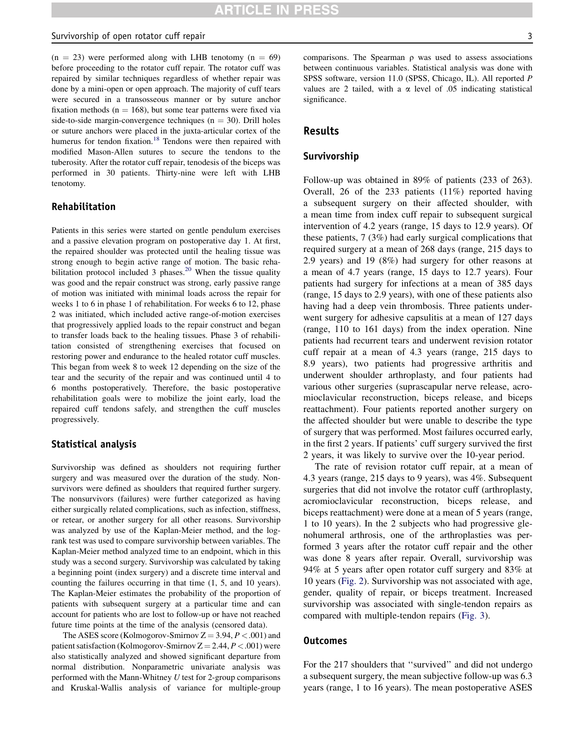(n = 23) were performed along with LHB tenotomy (n = 69) before proceeding to the rotator cuff repair. The rotator cuff was repaired by similar techniques regardless of whether repair was done by a mini-open or open approach. The majority of cuff tears were secured in a transosseous manner or by suture anchor fixation methods (n = 168), but some tear patterns were fixed via side-to-side margin-convergence techniques (n = 30). Drill holes or suture anchors were placed in the juxta-articular cortex of the humerus for tendon fixation.[18] Tendons were then repaired with modified Mason-Allen sutures to secure the tendons to the tuberosity. After the rotator cuff repair, tenodesis of the biceps was performed in 30 patients. Thirty-nine were left with LHB tenotomy.

## Rehabilitation

Patients in this series were started on gentle pendulum exercises and a passive elevation program on postoperative day 1. At first, the repaired shoulder was protected until the healing tissue was strong enough to begin active range of motion. The basic rehabilitation protocol included 3 phases.[20] When the tissue quality was good and the repair construct was strong, early passive range of motion was initiated with minimal loads across the repair for weeks 1 to 6 in phase 1 of rehabilitation. For weeks 6 to 12, phase 2 was initiated, which included active range-of-motion exercises that progressively applied loads to the repair construct and began to transfer loads back to the healing tissues. Phase 3 of rehabilitation consisted of strengthening exercises that focused on restoring power and endurance to the healed rotator cuff muscles. This began from week 8 to week 12 depending on the size of the tear and the security of the repair and was continued until 4 to 6 months postoperatively. Therefore, the basic postoperative rehabilitation goals were to mobilize the joint early, load the repaired cuff tendons safely, and strengthen the cuff muscles progressively.

## Statistical analysis

Survivorship was defined as shoulders not requiring further surgery and was measured over the duration of the study. Nonsurvivors were defined as shoulders that required further surgery. The nonsurvivors (failures) were further categorized as having either surgically related complications, such as infection, stiffness, or retear, or another surgery for all other reasons. Survivorship was analyzed by use of the Kaplan-Meier method, and the log-rank test was used to compare survivorship between variables. The Kaplan-Meier method analyzed time to an endpoint, which in this study was a second surgery. Survivorship was calculated by taking a beginning point (index surgery) and a discrete time interval and counting the failures occurring in that time (1, 5, and 10 years). The Kaplan-Meier estimates the probability of the proportion of patients with subsequent surgery at a particular time and can account for patients who are lost to follow-up or have not reached future time points at the time of the analysis (censored data).

The ASES score (Kolmogorov-Smirnov $Z = 3.94$, $P < .001$) and patient satisfaction (Kolmogorov-Smirnov $Z = 2.44$, $P < .001$) were also statistically analyzed and showed significant departure from normal distribution. Nonparametric univariate analysis was performed with the Mann-Whitney *U* test for 2-group comparisons and Kruskal-Wallis analysis of variance for multiple-group comparisons. The Spearman $\rho$ was used to assess associations between continuous variables. Statistical analysis was done with SPSS software, version 11.0 (SPSS, Chicago, IL). All reported *P* values are 2 tailed, with a $\alpha$ level of .05 indicating statistical significance.

# Results

## Survivorship

Follow-up was obtained in 89% of patients (233 of 263). Overall, 26 of the 233 patients (11%) reported having a subsequent surgery on their affected shoulder, with a mean time from index cuff repair to subsequent surgical intervention of 4.2 years (range, 15 days to 12.9 years). Of these patients, 7 (3%) had early surgical complications that required surgery at a mean of 268 days (range, 215 days to 2.9 years) and 19 (8%) had surgery for other reasons at a mean of 4.7 years (range, 15 days to 12.7 years). Four patients had surgery for infections at a mean of 385 days (range, 15 days to 2.9 years), with one of these patients also having had a deep vein thrombosis. Three patients underwent surgery for adhesive capsulitis at a mean of 127 days (range, 110 to 161 days) from the index operation. Nine patients had recurrent tears and underwent revision rotator cuff repair at a mean of 4.3 years (range, 215 days to 8.9 years), two patients had progressive arthritis and underwent shoulder arthroplasty, and four patients had various other surgeries (suprascapular nerve release, acromioclavicular reconstruction, biceps release, and biceps reattachment). Four patients reported another surgery on the affected shoulder but were unable to describe the type of surgery that was performed. Most failures occurred early, in the first 2 years. If patients' cuff surgery survived the first 2 years, it was likely to survive over the 10-year period.

The rate of revision rotator cuff repair, at a mean of 4.3 years (range, 215 days to 9 years), was 4%. Subsequent surgeries that did not involve the rotator cuff (arthroplasty, acromioclavicular reconstruction, biceps release, and biceps reattachment) were done at a mean of 5 years (range, 1 to 10 years). In the 2 subjects who had progressive glenohumeral arthrosis, one of the arthroplasties was performed 3 years after the rotator cuff repair and the other was done 8 years after repair. Overall, survivorship was 94% at 5 years after open rotator cuff surgery and 83% at 10 years (Fig. 2). Survivorship was not associated with age, gender, quality of repair, or biceps treatment. Increased survivorship was associated with single-tendon repairs as compared with multiple-tendon repairs (Fig. 3).

## Outcomes

For the 217 shoulders that "survived" and did not undergo a subsequent surgery, the mean subjective follow-up was 6.3 years (range, 1 to 16 years). The mean postoperative ASES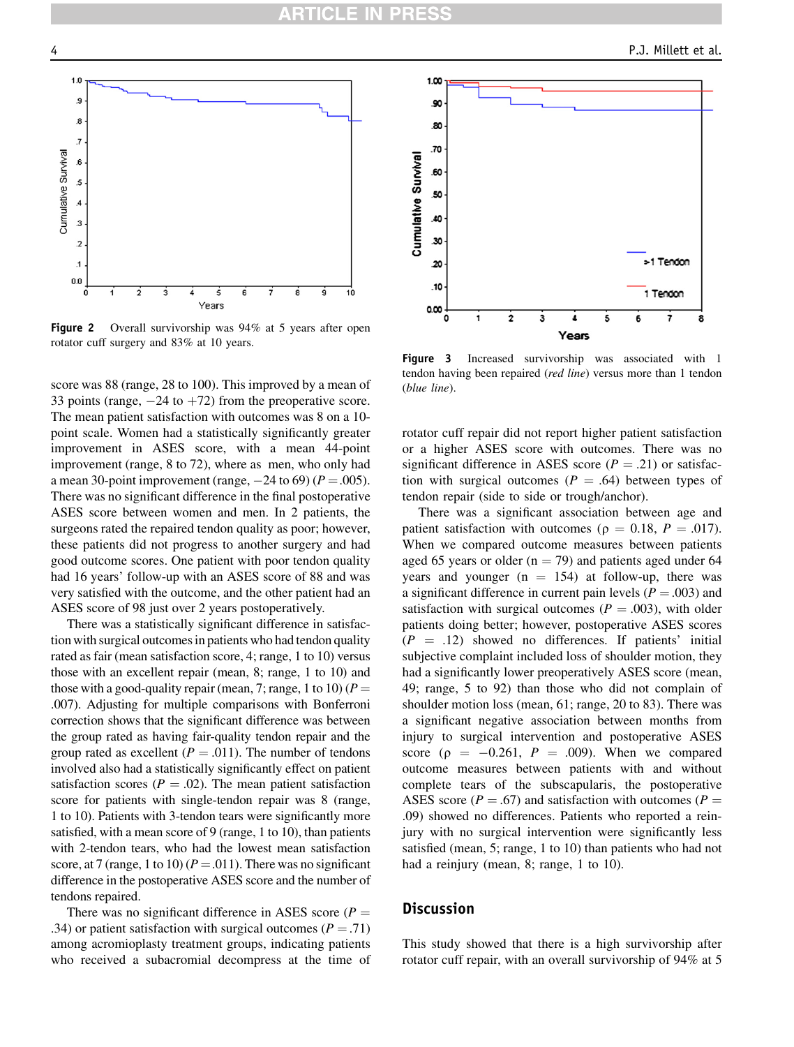Figure 2 Overall survivorship was 94% at 5 years after open rotator cuff surgery and 83% at 10 years.

Figure 3 Increased survivorship was associated with 1 tendon having been repaired (*red line*) versus more than 1 tendon (*blue line*).

score was 88 (range, 28 to 100). This improved by a mean of 33 points (range, −24 to +72) from the preoperative score. The mean patient satisfaction with outcomes was 8 on a 10-point scale. Women had a statistically significantly greater improvement in ASES score, with a mean 44-point improvement (range, 8 to 72), where as men, who only had a mean 30-point improvement (range, −24 to 69) ($P = .005$). There was no significant difference in the final postoperative ASES score between women and men. In 2 patients, the surgeons rated the repaired tendon quality as poor; however, these patients did not progress to another surgery and had good outcome scores. One patient with poor tendon quality had 16 years' follow-up with an ASES score of 88 and was very satisfied with the outcome, and the other patient had an ASES score of 98 just over 2 years postoperatively.

There was a statistically significant difference in satisfaction with surgical outcomes in patients who had tendon quality rated as fair (mean satisfaction score, 4; range, 1 to 10) versus those with an excellent repair (mean, 8; range, 1 to 10) and those with a good-quality repair (mean, 7; range, 1 to 10) ($P = .007$). Adjusting for multiple comparisons with Bonferroni correction shows that the significant difference was between the group rated as having fair-quality tendon repair and the group rated as excellent ($P = .011$). The number of tendons involved also had a statistically significantly effect on patient satisfaction scores ($P = .02$). The mean patient satisfaction score for patients with single-tendon repair was 8 (range, 1 to 10). Patients with 3-tendon tears were significantly more satisfied, with a mean score of 9 (range, 1 to 10), than patients with 2-tendon tears, who had the lowest mean satisfaction score, at 7 (range, 1 to 10) ($P = .011$). There was no significant difference in the postoperative ASES score and the number of tendons repaired.

There was no significant difference in ASES score ($P = .34$) or patient satisfaction with surgical outcomes ($P = .71$) among acromioplasty treatment groups, indicating patients who received a subacromial decompress at the time of rotator cuff repair did not report higher patient satisfaction or a higher ASES score with outcomes. There was no significant difference in ASES score ($P = .21$) or satisfaction with surgical outcomes ($P = .64$) between types of tendon repair (side to side or trough/anchor).

There was a significant association between age and patient satisfaction with outcomes ($\rho = 0.18$, $P = .017$). When we compared outcome measures between patients aged 65 years or older ($n = 79$) and patients aged under 64 years and younger ($n = 154$) at follow-up, there was a significant difference in current pain levels ($P = .003$) and satisfaction with surgical outcomes ($P = .003$), with older patients doing better; however, postoperative ASES scores ($P = .12$) showed no differences. If patients' initial subjective complaint included loss of shoulder motion, they had a significantly lower preoperatively ASES score (mean, 49; range, 5 to 92) than those who did not complain of shoulder motion loss (mean, 61; range, 20 to 83). There was a significant negative association between months from injury to surgical intervention and postoperative ASES score ($\rho = -0.261$, $P = .009$). When we compared outcome measures between patients with and without complete tears of the subscapularis, the postoperative ASES score ($P = .67$) and satisfaction with outcomes ($P = .09$) showed no differences. Patients who reported a reinjury with no surgical intervention were significantly less satisfied (mean, 5; range, 1 to 10) than patients who had not had a reinjury (mean, 8; range, 1 to 10).

## Discussion

This study showed that there is a high survivorship after rotator cuff repair, with an overall survivorship of 94% at 5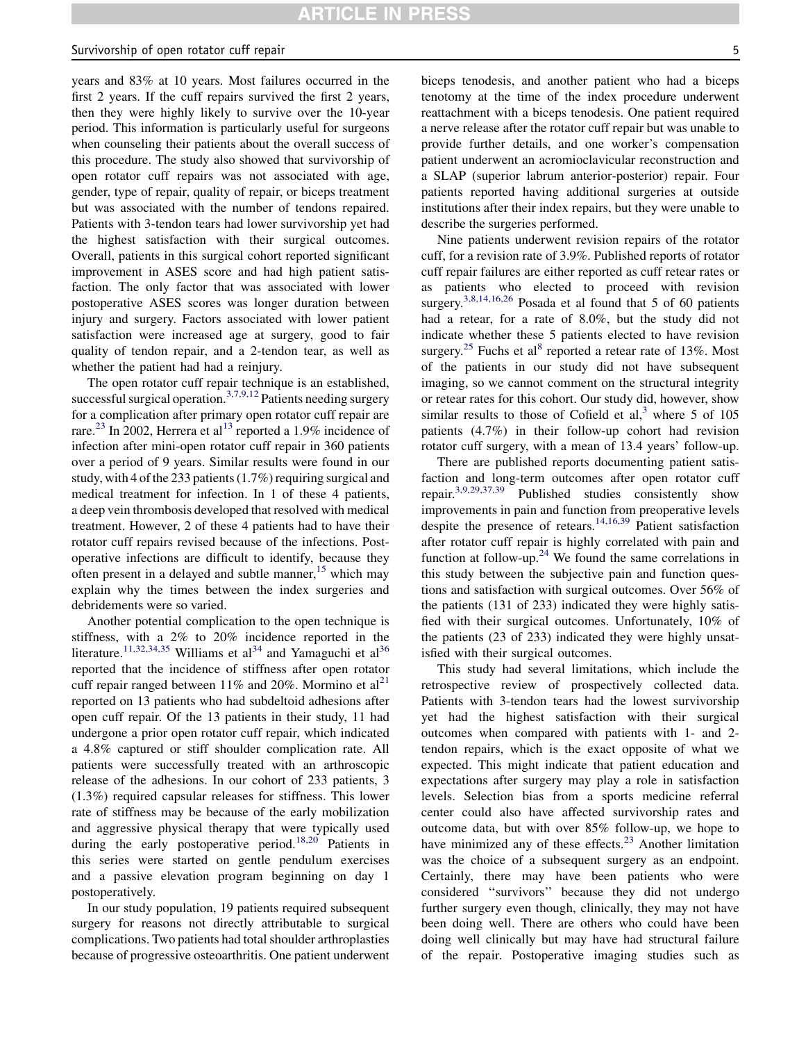years and 83% at 10 years. Most failures occurred in the first 2 years. If the cuff repairs survived the first 2 years, then they were highly likely to survive over the 10-year period. This information is particularly useful for surgeons when counseling their patients about the overall success of this procedure. The study also showed that survivorship of open rotator cuff repairs was not associated with age, gender, type of repair, quality of repair, or biceps treatment but was associated with the number of tendons repaired. Patients with 3-tendon tears had lower survivorship yet had the highest satisfaction with their surgical outcomes. Overall, patients in this surgical cohort reported significant improvement in ASES score and had high patient satisfaction. The only factor that was associated with lower postoperative ASES scores was longer duration between injury and surgery. Factors associated with lower patient satisfaction were increased age at surgery, good to fair quality of tendon repair, and a 2-tendon tear, as well as whether the patient had had a reinjury.

The open rotator cuff repair technique is an established, successful surgical operation.[3,7,9,12] Patients needing surgery for a complication after primary open rotator cuff repair are rare.[23] In 2002, Herrera et al[13] reported a 1.9% incidence of infection after mini-open rotator cuff repair in 360 patients over a period of 9 years. Similar results were found in our study, with 4 of the 233 patients (1.7%) requiring surgical and medical treatment for infection. In 1 of these 4 patients, a deep vein thrombosis developed that resolved with medical treatment. However, 2 of these 4 patients had to have their rotator cuff repairs revised because of the infections. Postoperative infections are difficult to identify, because they often present in a delayed and subtle manner,[15] which may explain why the times between the index surgeries and debridements were so varied.

Another potential complication to the open technique is stiffness, with a 2% to 20% incidence reported in the literature.[11,32,34,35] Williams et al[34] and Yamaguchi et al[36] reported that the incidence of stiffness after open rotator cuff repair ranged between 11% and 20%. Mormino et al[21] reported on 13 patients who had subdeltoid adhesions after open cuff repair. Of the 13 patients in their study, 11 had undergone a prior open rotator cuff repair, which indicated a 4.8% captured or stiff shoulder complication rate. All patients were successfully treated with an arthroscopic release of the adhesions. In our cohort of 233 patients, 3 (1.3%) required capsular releases for stiffness. This lower rate of stiffness may be because of the early mobilization and aggressive physical therapy that were typically used during the early postoperative period.[18,20] Patients in this series were started on gentle pendulum exercises and a passive elevation program beginning on day 1 postoperatively.

In our study population, 19 patients required subsequent surgery for reasons not directly attributable to surgical complications. Two patients had total shoulder arthroplasties because of progressive osteoarthritis. One patient underwent biceps tenodesis, and another patient who had a biceps tenotomy at the time of the index procedure underwent reattachment with a biceps tenodesis. One patient required a nerve release after the rotator cuff repair but was unable to provide further details, and one worker's compensation patient underwent an acromioclavicular reconstruction and a SLAP (superior labrum anterior-posterior) repair. Four patients reported having additional surgeries at outside institutions after their index repairs, but they were unable to describe the surgeries performed.

Nine patients underwent revision repairs of the rotator cuff, for a revision rate of 3.9%. Published reports of rotator cuff repair failures are either reported as cuff retear rates or as patients who elected to proceed with revision surgery.[3,8,14,16,26] Posada et al found that 5 of 60 patients had a retear, for a rate of 8.0%, but the study did not indicate whether these 5 patients elected to have revision surgery.[25] Fuchs et al[8] reported a retear rate of 13%. Most of the patients in our study did not have subsequent imaging, so we cannot comment on the structural integrity or retear rates for this cohort. Our study did, however, show similar results to those of Cofield et al,[3] where 5 of 105 patients (4.7%) in their follow-up cohort had revision rotator cuff surgery, with a mean of 13.4 years' follow-up.

There are published reports documenting patient satisfaction and long-term outcomes after open rotator cuff repair.[3,9,29,37,39] Published studies consistently show improvements in pain and function from preoperative levels despite the presence of retears.[14,16,39] Patient satisfaction after rotator cuff repair is highly correlated with pain and function at follow-up.[24] We found the same correlations in this study between the subjective pain and function questions and satisfaction with surgical outcomes. Over 56% of the patients (131 of 233) indicated they were highly satisfied with their surgical outcomes. Unfortunately, 10% of the patients (23 of 233) indicated they were highly unsatisfied with their surgical outcomes.

This study had several limitations, which include the retrospective review of prospectively collected data. Patients with 3-tendon tears had the lowest survivorship yet had the highest satisfaction with their surgical outcomes when compared with patients with 1- and 2-tendon repairs, which is the exact opposite of what we expected. This might indicate that patient education and expectations after surgery may play a role in satisfaction levels. Selection bias from a sports medicine referral center could also have affected survivorship rates and outcome data, but with over 85% follow-up, we hope to have minimized any of these effects.[23] Another limitation was the choice of a subsequent surgery as an endpoint. Certainly, there may have been patients who were considered ''survivors'' because they did not undergo further surgery even though, clinically, they may not have been doing well. There are others who could have been doing well clinically but may have had structural failure of the repair. Postoperative imaging studies such as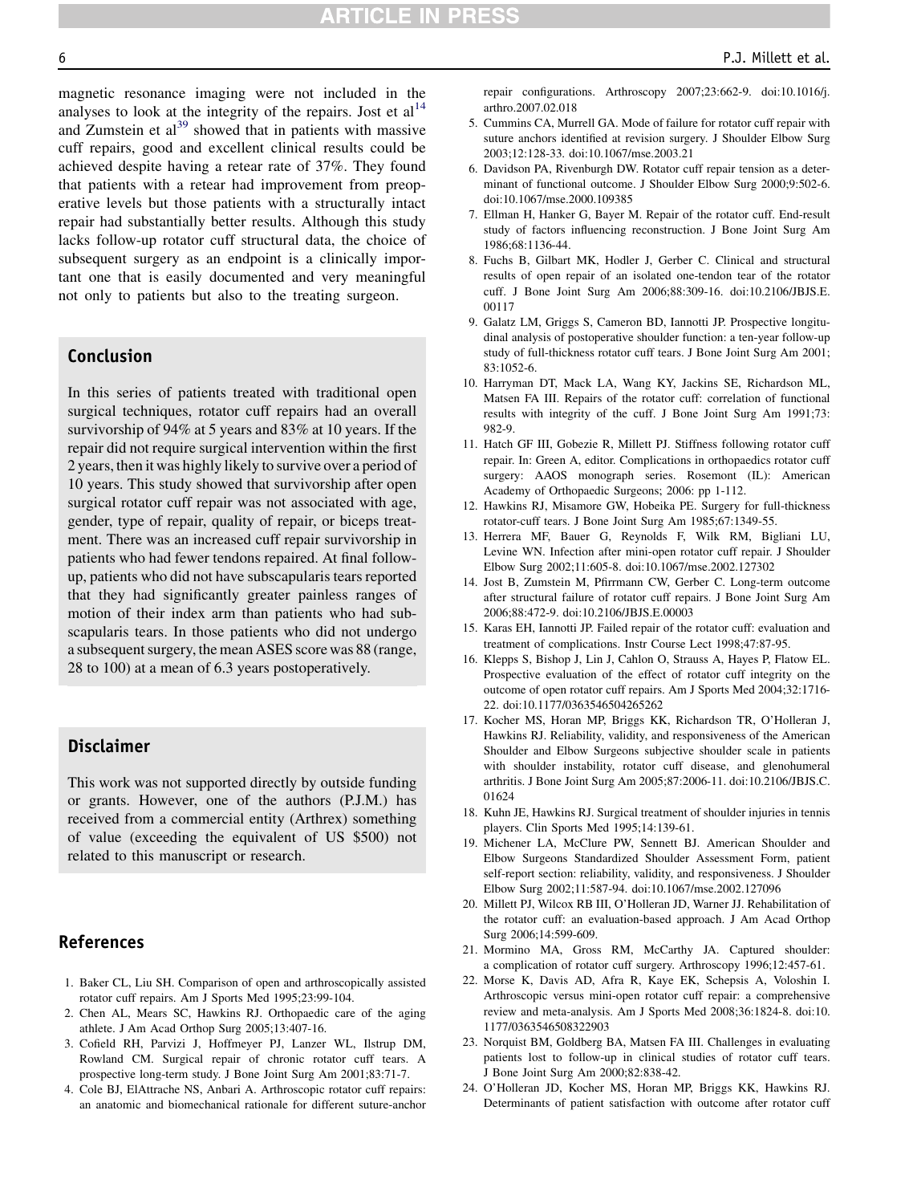magnetic resonance imaging were not included in the analyses to look at the integrity of the repairs. Jost et al[14] and Zumstein et al[39] showed that in patients with massive cuff repairs, good and excellent clinical results could be achieved despite having a retear rate of 37%. They found that patients with a retear had improvement from preoperative levels but those patients with a structurally intact repair had substantially better results. Although this study lacks follow-up rotator cuff structural data, the choice of subsequent surgery as an endpoint is a clinically important one that is easily documented and very meaningful not only to patients but also to the treating surgeon.

## Conclusion

In this series of patients treated with traditional open surgical techniques, rotator cuff repairs had an overall survivorship of 94% at 5 years and 83% at 10 years. If the repair did not require surgical intervention within the first 2 years, then it was highly likely to survive over a period of 10 years. This study showed that survivorship after open surgical rotator cuff repair was not associated with age, gender, type of repair, quality of repair, or biceps treatment. There was an increased cuff repair survivorship in patients who had fewer tendons repaired. At final follow-up, patients who did not have subscapularis tears reported that they had significantly greater painless ranges of motion of their index arm than patients who had subscapularis tears. In those patients who did not undergo a subsequent surgery, the mean ASES score was 88 (range, 28 to 100) at a mean of 6.3 years postoperatively.

## Disclaimer

This work was not supported directly by outside funding or grants. However, one of the authors (P.J.M.) has received from a commercial entity (Arthrex) something of value (exceeding the equivalent of US $500) not related to this manuscript or research.

## References

1. Baker CL, Liu SH. Comparison of open and arthroscopically assisted rotator cuff repairs. Am J Sports Med 1995;23:99-104.
2. Chen AL, Mears SC, Hawkins RJ. Orthopaedic care of the aging athlete. J Am Acad Orthop Surg 2005;13:407-16.
3. Cofield RH, Parvizi J, Hoffmeyer PJ, Lanzer WL, Ilstrup DM, Rowland CM. Surgical repair of chronic rotator cuff tears. A prospective long-term study. J Bone Joint Surg Am 2001;83:71-7.
4. Cole BJ, ElAttrache NS, Anbari A. Arthroscopic rotator cuff repairs: an anatomic and biomechanical rationale for different suture-anchor repair configurations. Arthroscopy 2007;23:662-9. doi:10.1016/j.arthro.2007.02.018
5. Cummins CA, Murrell GA. Mode of failure for rotator cuff repair with suture anchors identified at revision surgery. J Shoulder Elbow Surg 2003;12:128-33. doi:10.1067/mse.2003.21
6. Davidson PA, Rivenburgh DW. Rotator cuff repair tension as a determinant of functional outcome. J Shoulder Elbow Surg 2000;9:502-6. doi:10.1067/mse.2000.109385
7. Ellman H, Hanker G, Bayer M. Repair of the rotator cuff. End-result study of factors influencing reconstruction. J Bone Joint Surg Am 1986;68:1136-44.
8. Fuchs B, Gilbart MK, Hodler J, Gerber C. Clinical and structural results of open repair of an isolated one-tendon tear of the rotator cuff. J Bone Joint Surg Am 2006;88:309-16. doi:10.2106/JBJS.E.00117
9. Galatz LM, Griggs S, Cameron BD, Iannotti JP. Prospective longitudinal analysis of postoperative shoulder function: a ten-year follow-up study of full-thickness rotator cuff tears. J Bone Joint Surg Am 2001;83:1052-6.
10. Harryman DT, Mack LA, Wang KY, Jackins SE, Richardson ML, Matsen FA III. Repairs of the rotator cuff: correlation of functional results with integrity of the cuff. J Bone Joint Surg Am 1991;73:982-9.
11. Hatch GF III, Gobezie R, Millett PJ. Stiffness following rotator cuff repair. In: Green A, editor. Complications in orthopaedics rotator cuff surgery: AAOS monograph series. Rosemont (IL): American Academy of Orthopaedic Surgeons; 2006: pp 1-112.
12. Hawkins RJ, Misamore GW, Hobeika PE. Surgery for full-thickness rotator-cuff tears. J Bone Joint Surg Am 1985;67:1349-55.
13. Herrera MF, Bauer G, Reynolds F, Wilk RM, Bigliani LU, Levine WN. Infection after mini-open rotator cuff repair. J Shoulder Elbow Surg 2002;11:605-8. doi:10.1067/mse.2002.127302
14. Jost B, Zumstein M, Pfirrmann CW, Gerber C. Long-term outcome after structural failure of rotator cuff repairs. J Bone Joint Surg Am 2006;88:472-9. doi:10.2106/JBJS.E.00003
15. Karas EH, Iannotti JP. Failed repair of the rotator cuff: evaluation and treatment of complications. Instr Course Lect 1998;47:87-95.
16. Klepps S, Bishop J, Lin J, Cahlon O, Strauss A, Hayes P, Flatow EL. Prospective evaluation of the effect of rotator cuff integrity on the outcome of open rotator cuff repairs. Am J Sports Med 2004;32:1716-22. doi:10.1177/0363546504265262
17. Kocher MS, Horan MP, Briggs KK, Richardson TR, O'Holleran J, Hawkins RJ. Reliability, validity, and responsiveness of the American Shoulder and Elbow Surgeons subjective shoulder scale in patients with shoulder instability, rotator cuff disease, and glenohumeral arthritis. J Bone Joint Surg Am 2005;87:2006-11. doi:10.2106/JBJS.C.01624
18. Kuhn JE, Hawkins RJ. Surgical treatment of shoulder injuries in tennis players. Clin Sports Med 1995;14:139-61.
19. Michener LA, McClure PW, Sennett BJ. American Shoulder and Elbow Surgeons Standardized Shoulder Assessment Form, patient self-report section: reliability, validity, and responsiveness. J Shoulder Elbow Surg 2002;11:587-94. doi:10.1067/mse.2002.127096
20. Millett PJ, Wilcox RB III, O'Holleran JD, Warner JJ. Rehabilitation of the rotator cuff: an evaluation-based approach. J Am Acad Orthop Surg 2006;14:599-609.
21. Mormino MA, Gross RM, McCarthy JA. Captured shoulder: a complication of rotator cuff surgery. Arthroscopy 1996;12:457-61.
22. Morse K, Davis AD, Afra R, Kaye EK, Schepsis A, Voloshin I. Arthroscopic versus mini-open rotator cuff repair: a comprehensive review and meta-analysis. Am J Sports Med 2008;36:1824-8. doi:10.1177/0363546508322903
23. Norquist BM, Goldberg BA, Matsen FA III. Challenges in evaluating patients lost to follow-up in clinical studies of rotator cuff tears. J Bone Joint Surg Am 2000;82:838-42.
24. O'Holleran JD, Kocher MS, Horan MP, Briggs KK, Hawkins RJ. Determinants of patient satisfaction with outcome after rotator cuff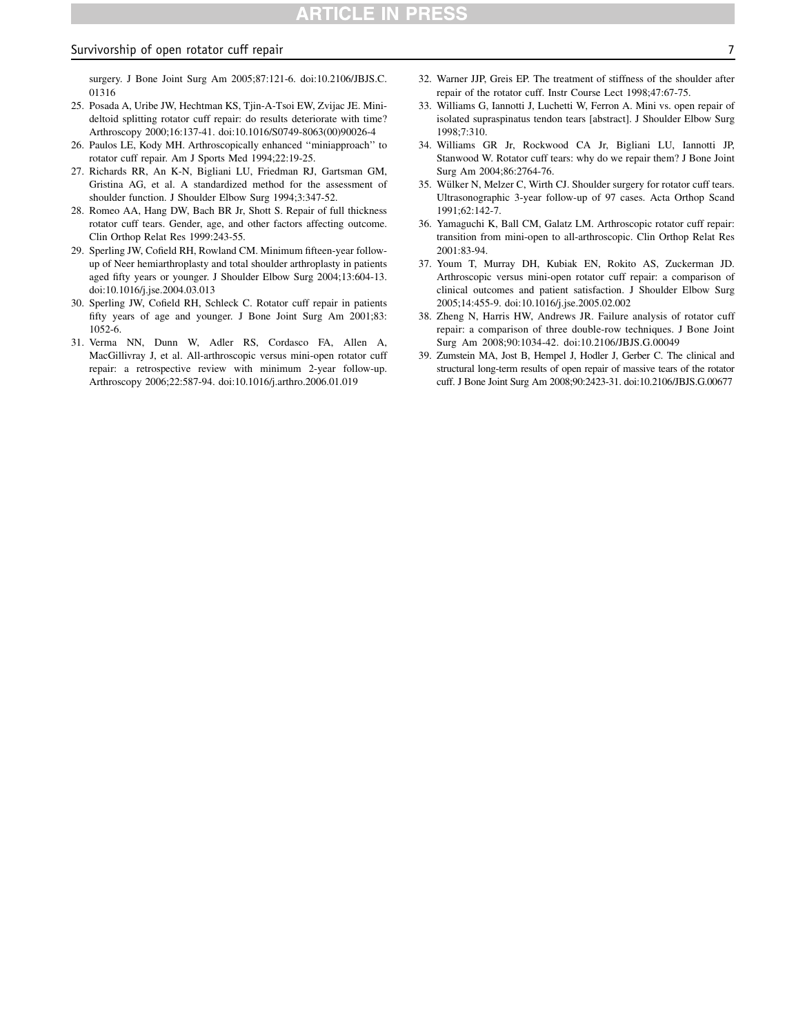surgery. J Bone Joint Surg Am 2005;87:121-6. doi:10.2106/JBJS.C.01316

25. Posada A, Uribe JW, Hechtman KS, Tjin-A-Tsoi EW, Zvijac JE. Mini-deltoid splitting rotator cuff repair: do results deteriorate with time? Arthroscopy 2000;16:137-41. doi:10.1016/S0749-8063(00)90026-4
26. Paulos LE, Kody MH. Arthroscopically enhanced "miniapproach" to rotator cuff repair. Am J Sports Med 1994;22:19-25.
27. Richards RR, An K-N, Bigliani LU, Friedman RJ, Gartsman GM, Gristina AG, et al. A standardized method for the assessment of shoulder function. J Shoulder Elbow Surg 1994;3:347-52.
28. Romeo AA, Hang DW, Bach BR Jr, Shott S. Repair of full thickness rotator cuff tears. Gender, age, and other factors affecting outcome. Clin Orthop Relat Res 1999:243-55.
29. Sperling JW, Cofield RH, Rowland CM. Minimum fifteen-year follow-up of Neer hemiarthroplasty and total shoulder arthroplasty in patients aged fifty years or younger. J Shoulder Elbow Surg 2004;13:604-13. doi:10.1016/j.jse.2004.03.013
30. Sperling JW, Cofield RH, Schleck C. Rotator cuff repair in patients fifty years of age and younger. J Bone Joint Surg Am 2001;83:1052-6.
31. Verma NN, Dunn W, Adler RS, Cordasco FA, Allen A, MacGillivray J, et al. All-arthroscopic versus mini-open rotator cuff repair: a retrospective review with minimum 2-year follow-up. Arthroscopy 2006;22:587-94. doi:10.1016/j.arthro.2006.01.019
32. Warner JJP, Greis EP. The treatment of stiffness of the shoulder after repair of the rotator cuff. Instr Course Lect 1998;47:67-75.
33. Williams G, Iannotti J, Luchetti W, Ferron A. Mini vs. open repair of isolated supraspinatus tendon tears [abstract]. J Shoulder Elbow Surg 1998;7:310.
34. Williams GR Jr, Rockwood CA Jr, Bigliani LU, Iannotti JP, Stanwood W. Rotator cuff tears: why do we repair them? J Bone Joint Surg Am 2004;86:2764-76.
35. Wülker N, Melzer C, Wirth CJ. Shoulder surgery for rotator cuff tears. Ultrasonographic 3-year follow-up of 97 cases. Acta Orthop Scand 1991;62:142-7.
36. Yamaguchi K, Ball CM, Galatz LM. Arthroscopic rotator cuff repair: transition from mini-open to all-arthroscopic. Clin Orthop Relat Res 2001:83-94.
37. Youm T, Murray DH, Kubiak EN, Rokito AS, Zuckerman JD. Arthroscopic versus mini-open rotator cuff repair: a comparison of clinical outcomes and patient satisfaction. J Shoulder Elbow Surg 2005;14:455-9. doi:10.1016/j.jse.2005.02.002
38. Zheng N, Harris HW, Andrews JR. Failure analysis of rotator cuff repair: a comparison of three double-row techniques. J Bone Joint Surg Am 2008;90:1034-42. doi:10.2106/JBJS.G.00049
39. Zumstein MA, Jost B, Hempel J, Hodler J, Gerber C. The clinical and structural long-term results of open repair of massive tears of the rotator cuff. J Bone Joint Surg Am 2008;90:2423-31. doi:10.2106/JBJS.G.00677